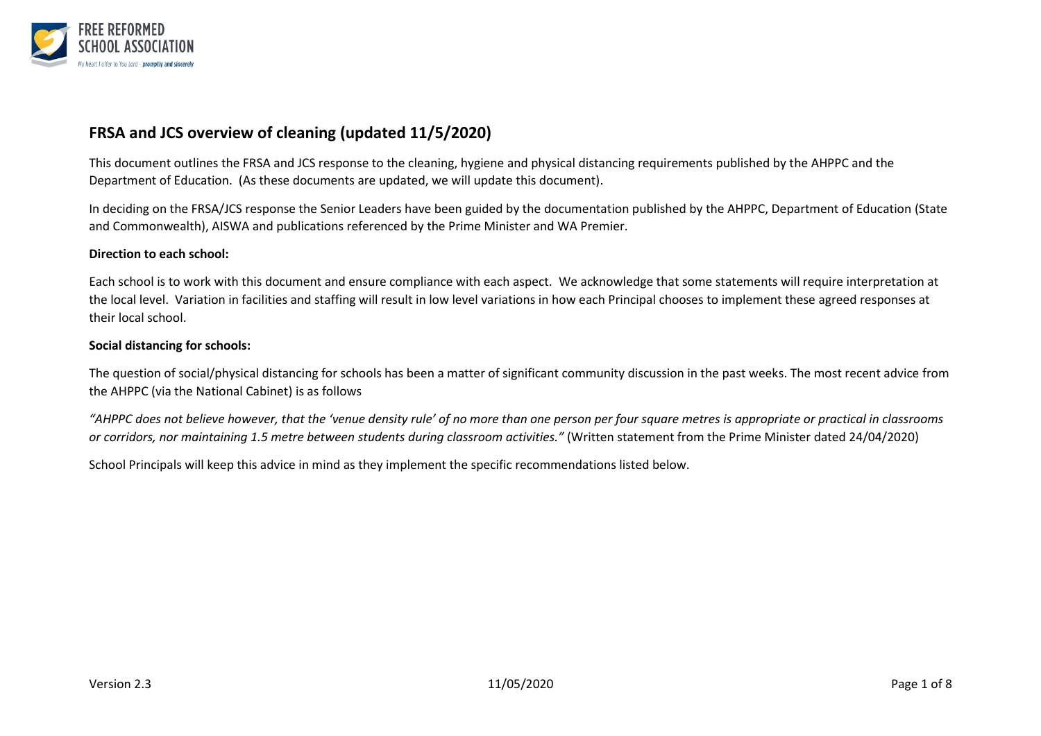# FRSA and JCS overview of cleaning (updated 11/5/2020)

This document outlines the FRSA and JCS response to the cleaning, hygiene and physical distancing requirements published by the AHPPC and the Department of Education. (As these documents are updated, we will update this document).

In deciding on the FRSA/JCS response the Senior Leaders have been guided by the documentation published by the AHPPC, Department of Education (State and Commonwealth), AISWA and publications referenced by the Prime Minister and WA Premier.

**Direction to each school:**

Each school is to work with this document and ensure compliance with each aspect. We acknowledge that some statements will require interpretation at the local level. Variation in facilities and staffing will result in low level variations in how each Principal chooses to implement these agreed responses at their local school.

**Social distancing for schools:**

The question of social/physical distancing for schools has been a matter of significant community discussion in the past weeks. The most recent advice from the AHPPC (via the National Cabinet) is as follows

*"AHPPC does not believe however, that the 'venue density rule' of no more than one person per four square metres is appropriate or practical in classrooms or corridors, nor maintaining 1.5 metre between students during classroom activities."* (Written statement from the Prime Minister dated 24/04/2020)

School Principals will keep this advice in mind as they implement the specific recommendations listed below.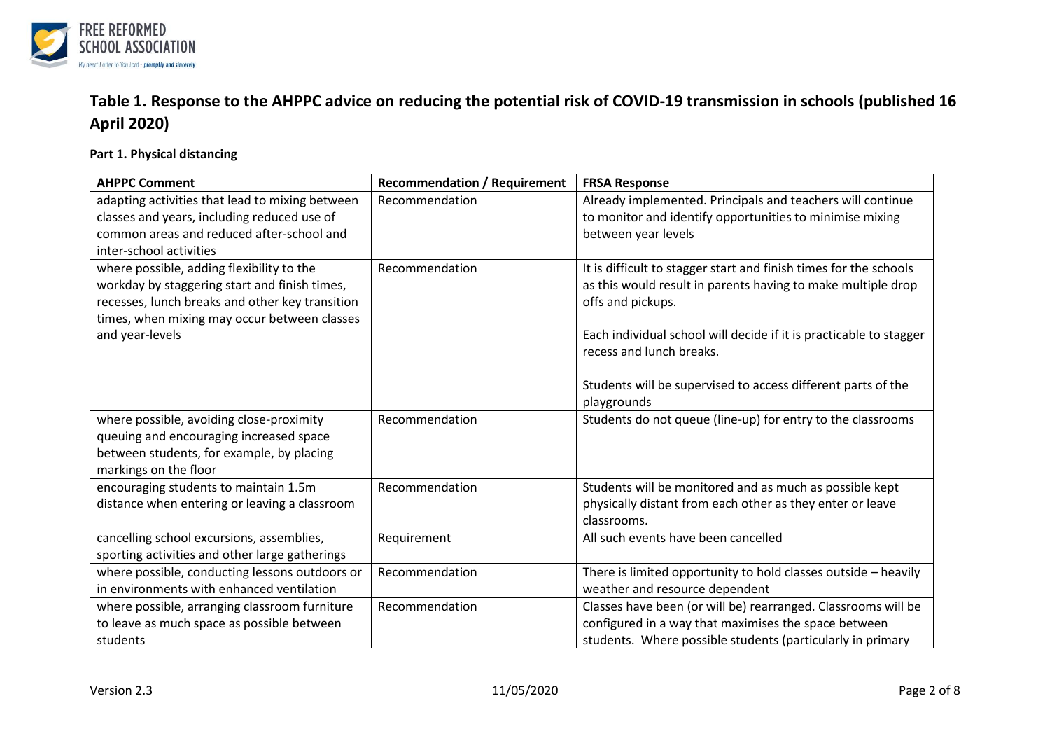## Table 1. Response to the AHPPC advice on reducing the potential risk of COVID-19 transmission in schools (published 16 April 2020)

**Part 1. Physical distancing**

| AHPPC Comment | Recommendation / Requirement | FRSA Response |
|---|---|---|
| adapting activities that lead to mixing between classes and years, including reduced use of common areas and reduced after-school and inter-school activities | Recommendation | Already implemented. Principals and teachers will continue to monitor and identify opportunities to minimise mixing between year levels |
| where possible, adding flexibility to the workday by staggering start and finish times, recesses, lunch breaks and other key transition times, when mixing may occur between classes and year-levels | Recommendation | It is difficult to stagger start and finish times for the schools as this would result in parents having to make multiple drop offs and pickups.<br><br>Each individual school will decide if it is practicable to stagger recess and lunch breaks.<br><br>Students will be supervised to access different parts of the playgrounds |
| where possible, avoiding close-proximity queuing and encouraging increased space between students, for example, by placing markings on the floor | Recommendation | Students do not queue (line-up) for entry to the classrooms |
| encouraging students to maintain 1.5m distance when entering or leaving a classroom | Recommendation | Students will be monitored and as much as possible kept physically distant from each other as they enter or leave classrooms. |
| cancelling school excursions, assemblies, sporting activities and other large gatherings | Requirement | All such events have been cancelled |
| where possible, conducting lessons outdoors or in environments with enhanced ventilation | Recommendation | There is limited opportunity to hold classes outside – heavily weather and resource dependent |
| where possible, arranging classroom furniture to leave as much space as possible between students | Recommendation | Classes have been (or will be) rearranged. Classrooms will be configured in a way that maximises the space between students. Where possible students (particularly in primary |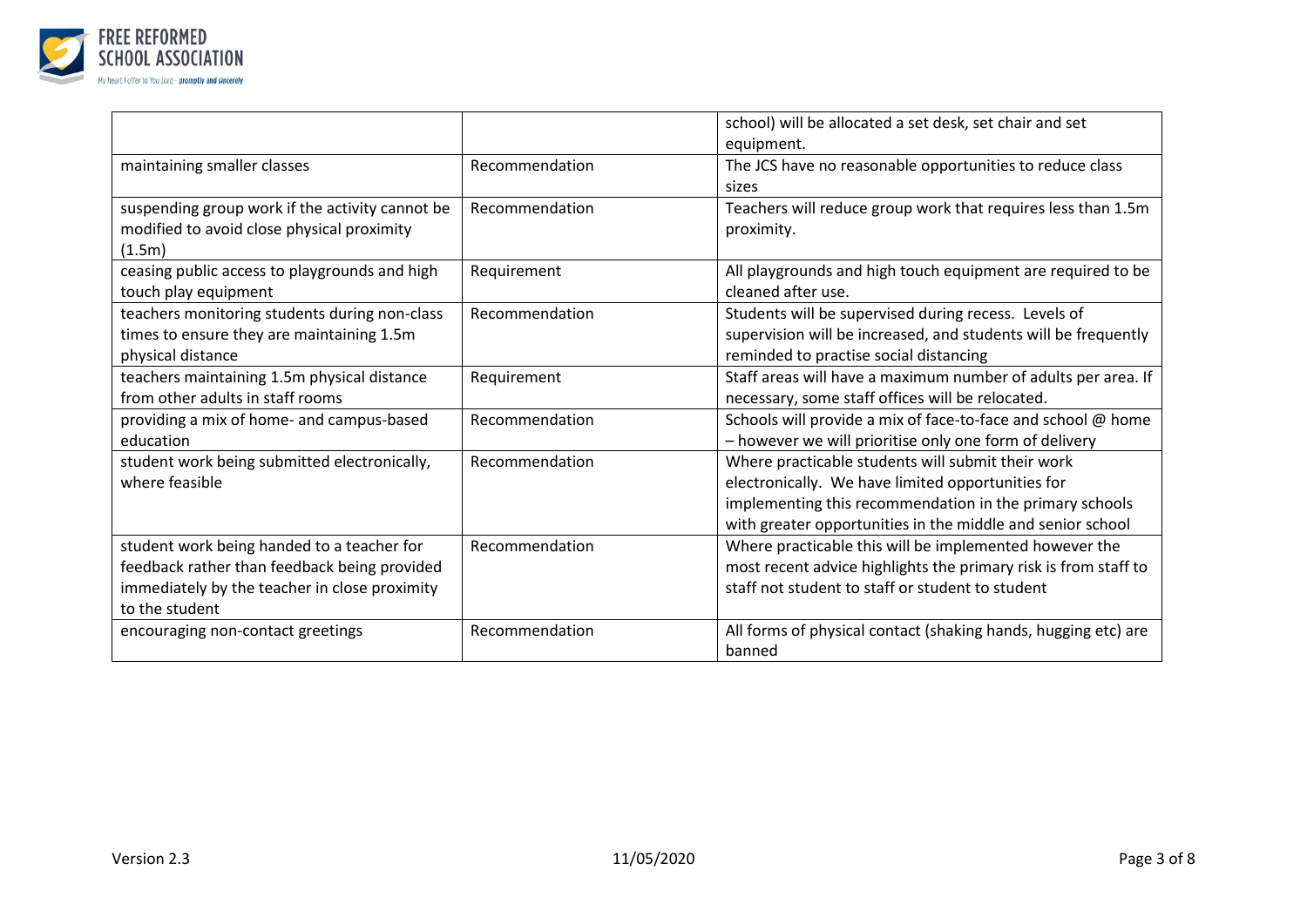| | | |
|---|---|---|
| | | school) will be allocated a set desk, set chair and set equipment. |
| maintaining smaller classes | Recommendation | The JCS have no reasonable opportunities to reduce class sizes |
| suspending group work if the activity cannot be modified to avoid close physical proximity (1.5m) | Recommendation | Teachers will reduce group work that requires less than 1.5m proximity. |
| ceasing public access to playgrounds and high touch play equipment | Requirement | All playgrounds and high touch equipment are required to be cleaned after use. |
| teachers monitoring students during non-class times to ensure they are maintaining 1.5m physical distance | Recommendation | Students will be supervised during recess. Levels of supervision will be increased, and students will be frequently reminded to practise social distancing |
| teachers maintaining 1.5m physical distance from other adults in staff rooms | Requirement | Staff areas will have a maximum number of adults per area. If necessary, some staff offices will be relocated. |
| providing a mix of home- and campus-based education | Recommendation | Schools will provide a mix of face-to-face and school @ home – however we will prioritise only one form of delivery |
| student work being submitted electronically, where feasible | Recommendation | Where practicable students will submit their work electronically. We have limited opportunities for implementing this recommendation in the primary schools with greater opportunities in the middle and senior school |
| student work being handed to a teacher for feedback rather than feedback being provided immediately by the teacher in close proximity to the student | Recommendation | Where practicable this will be implemented however the most recent advice highlights the primary risk is from staff to staff not student to staff or student to student |
| encouraging non-contact greetings | Recommendation | All forms of physical contact (shaking hands, hugging etc) are banned |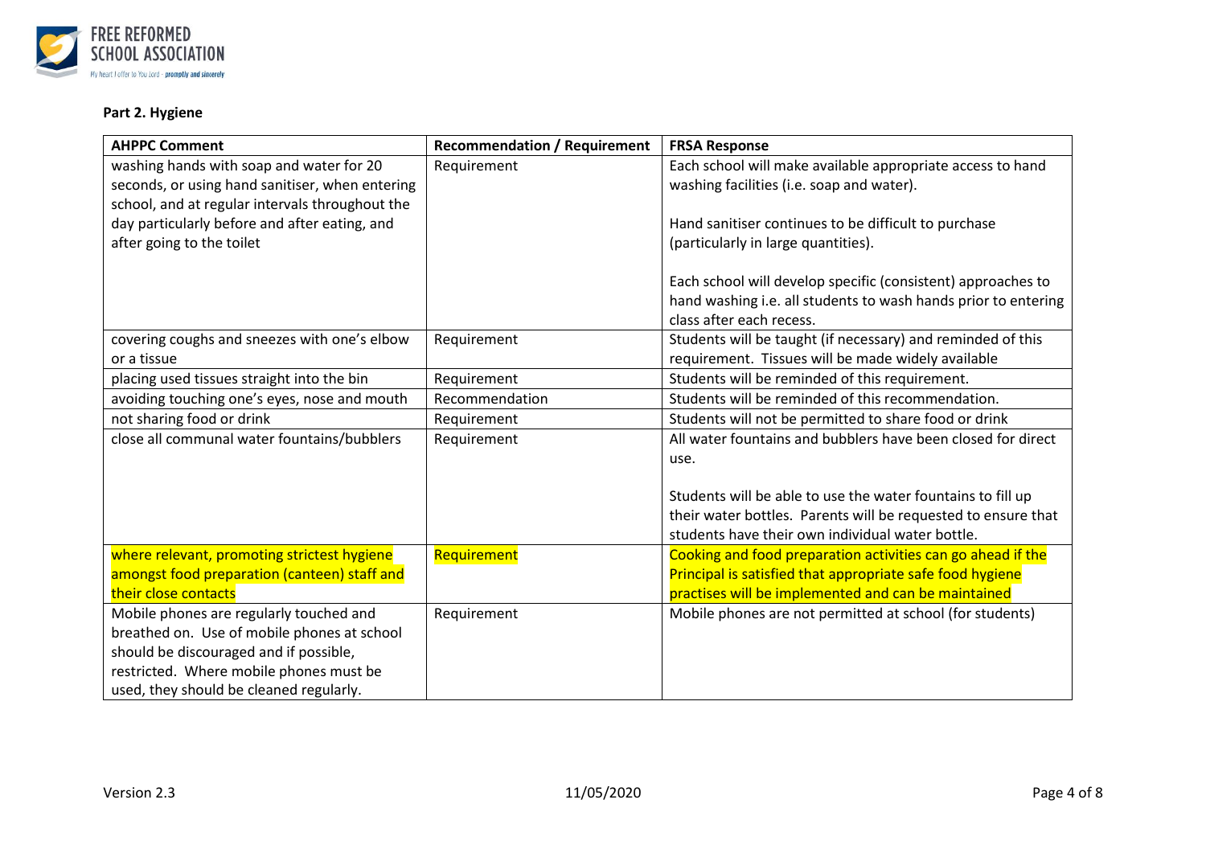### Part 2. Hygiene

| AHPPC Comment | Recommendation / Requirement | FRSA Response |
| --- | --- | --- |
| washing hands with soap and water for 20 seconds, or using hand sanitiser, when entering school, and at regular intervals throughout the day particularly before and after eating, and after going to the toilet | Requirement | Each school will make available appropriate access to hand washing facilities (i.e. soap and water).<br><br>Hand sanitiser continues to be difficult to purchase (particularly in large quantities).<br><br>Each school will develop specific (consistent) approaches to hand washing i.e. all students to wash hands prior to entering class after each recess. |
| covering coughs and sneezes with one's elbow or a tissue | Requirement | Students will be taught (if necessary) and reminded of this requirement. Tissues will be made widely available |
| placing used tissues straight into the bin | Requirement | Students will be reminded of this requirement. |
| avoiding touching one's eyes, nose and mouth | Recommendation | Students will be reminded of this recommendation. |
| not sharing food or drink | Requirement | Students will not be permitted to share food or drink |
| close all communal water fountains/bubblers | Requirement | All water fountains and bubblers have been closed for direct use.<br><br>Students will be able to use the water fountains to fill up their water bottles. Parents will be requested to ensure that students have their own individual water bottle. |
| where relevant, promoting strictest hygiene amongst food preparation (canteen) staff and their close contacts | Requirement | Cooking and food preparation activities can go ahead if the Principal is satisfied that appropriate safe food hygiene practises will be implemented and can be maintained |
| Mobile phones are regularly touched and breathed on. Use of mobile phones at school should be discouraged and if possible, restricted. Where mobile phones must be used, they should be cleaned regularly. | Requirement | Mobile phones are not permitted at school (for students) |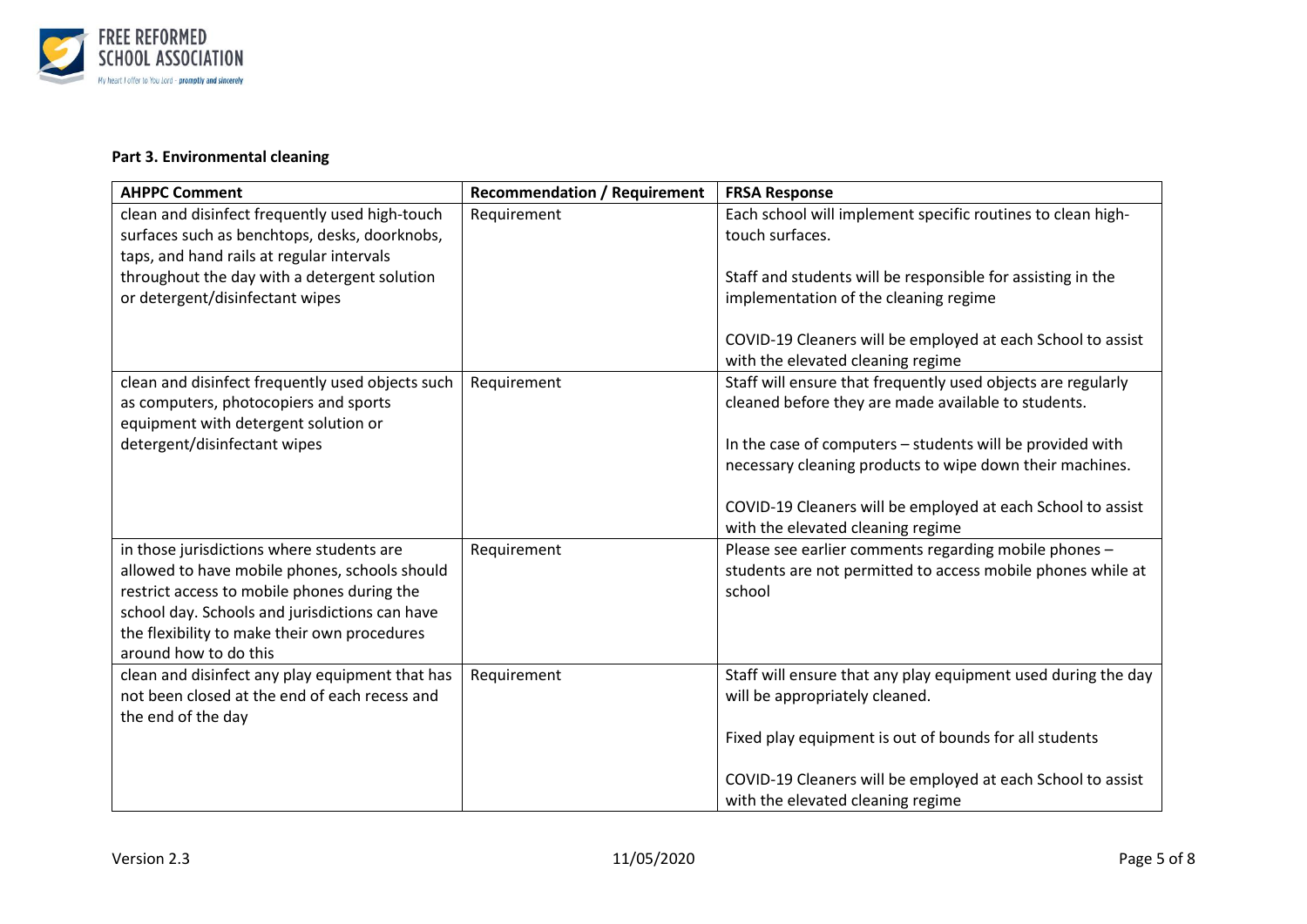### Part 3. Environmental cleaning

| AHPPC Comment | Recommendation / Requirement | FRSA Response |
|---|---|---|
| clean and disinfect frequently used high-touch surfaces such as benchtops, desks, doorknobs, taps, and hand rails at regular intervals throughout the day with a detergent solution or detergent/disinfectant wipes | Requirement | Each school will implement specific routines to clean high-touch surfaces.<br><br>Staff and students will be responsible for assisting in the implementation of the cleaning regime<br><br>COVID-19 Cleaners will be employed at each School to assist with the elevated cleaning regime |
| clean and disinfect frequently used objects such as computers, photocopiers and sports equipment with detergent solution or detergent/disinfectant wipes | Requirement | Staff will ensure that frequently used objects are regularly cleaned before they are made available to students.<br><br>In the case of computers – students will be provided with necessary cleaning products to wipe down their machines.<br><br>COVID-19 Cleaners will be employed at each School to assist with the elevated cleaning regime |
| in those jurisdictions where students are allowed to have mobile phones, schools should restrict access to mobile phones during the school day. Schools and jurisdictions can have the flexibility to make their own procedures around how to do this | Requirement | Please see earlier comments regarding mobile phones – students are not permitted to access mobile phones while at school |
| clean and disinfect any play equipment that has not been closed at the end of each recess and the end of the day | Requirement | Staff will ensure that any play equipment used during the day will be appropriately cleaned.<br><br>Fixed play equipment is out of bounds for all students<br><br>COVID-19 Cleaners will be employed at each School to assist with the elevated cleaning regime |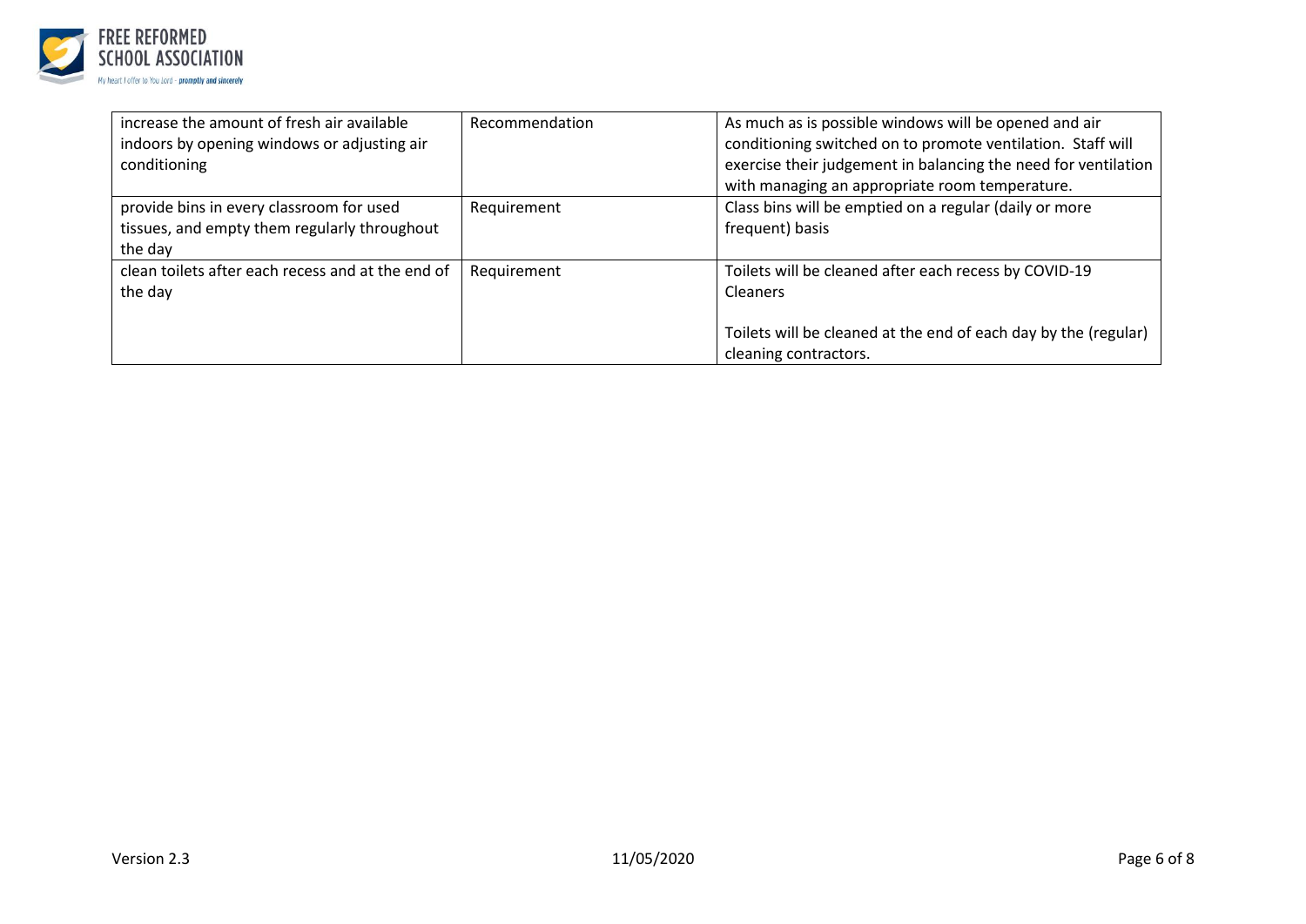| | | |
|---|---|---|
| increase the amount of fresh air available indoors by opening windows or adjusting air conditioning | Recommendation | As much as is possible windows will be opened and air conditioning switched on to promote ventilation. Staff will exercise their judgement in balancing the need for ventilation with managing an appropriate room temperature. |
| provide bins in every classroom for used tissues, and empty them regularly throughout the day | Requirement | Class bins will be emptied on a regular (daily or more frequent) basis |
| clean toilets after each recess and at the end of the day | Requirement | Toilets will be cleaned after each recess by COVID-19 Cleaners<br><br>Toilets will be cleaned at the end of each day by the (regular) cleaning contractors. |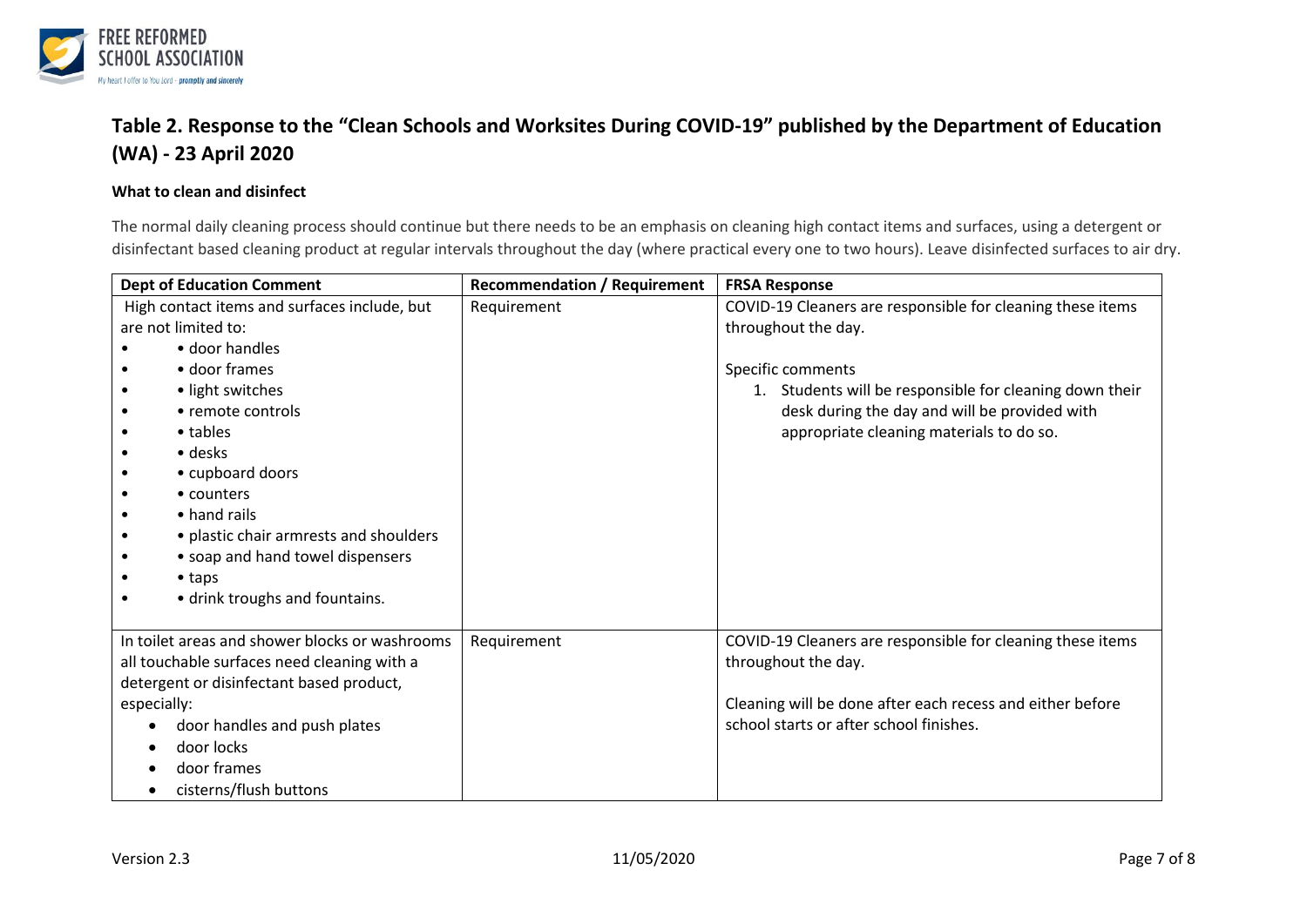## Table 2. Response to the "Clean Schools and Worksites During COVID-19" published by the Department of Education (WA) - 23 April 2020

### What to clean and disinfect

The normal daily cleaning process should continue but there needs to be an emphasis on cleaning high contact items and surfaces, using a detergent or disinfectant based cleaning product at regular intervals throughout the day (where practical every one to two hours). Leave disinfected surfaces to air dry.

| Dept of Education Comment | Recommendation / Requirement | FRSA Response |
|---|---|---|
| High contact items and surfaces include, but are not limited to:<br>• door handles<br>• door frames<br>• light switches<br>• remote controls<br>• tables<br>• desks<br>• cupboard doors<br>• counters<br>• hand rails<br>• plastic chair armrests and shoulders<br>• soap and hand towel dispensers<br>• taps<br>• drink troughs and fountains. | Requirement | COVID-19 Cleaners are responsible for cleaning these items throughout the day.<br><br>Specific comments<br>1. Students will be responsible for cleaning down their desk during the day and will be provided with appropriate cleaning materials to do so. |
| In toilet areas and shower blocks or washrooms all touchable surfaces need cleaning with a detergent or disinfectant based product, especially:<br>• door handles and push plates<br>• door locks<br>• door frames<br>• cisterns/flush buttons | Requirement | COVID-19 Cleaners are responsible for cleaning these items throughout the day.<br><br>Cleaning will be done after each recess and either before school starts or after school finishes. |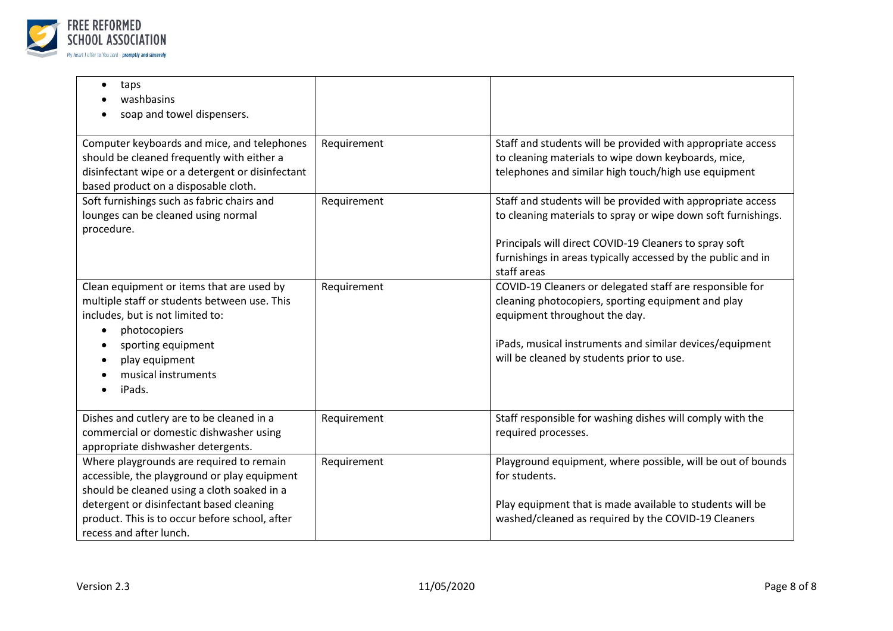| | | |
|---|---|---|
| • taps<br>• washbasins<br>• soap and towel dispensers. | | |
| Computer keyboards and mice, and telephones should be cleaned frequently with either a disinfectant wipe or a detergent or disinfectant based product on a disposable cloth. | Requirement | Staff and students will be provided with appropriate access to cleaning materials to wipe down keyboards, mice, telephones and similar high touch/high use equipment |
| Soft furnishings such as fabric chairs and lounges can be cleaned using normal procedure. | Requirement | Staff and students will be provided with appropriate access to cleaning materials to spray or wipe down soft furnishings.<br><br>Principals will direct COVID-19 Cleaners to spray soft furnishings in areas typically accessed by the public and in staff areas |
| Clean equipment or items that are used by multiple staff or students between use. This includes, but is not limited to:<br>• photocopiers<br>• sporting equipment<br>• play equipment<br>• musical instruments<br>• iPads. | Requirement | COVID-19 Cleaners or delegated staff are responsible for cleaning photocopiers, sporting equipment and play equipment throughout the day.<br><br>iPads, musical instruments and similar devices/equipment will be cleaned by students prior to use. |
| Dishes and cutlery are to be cleaned in a commercial or domestic dishwasher using appropriate dishwasher detergents. | Requirement | Staff responsible for washing dishes will comply with the required processes. |
| Where playgrounds are required to remain accessible, the playground or play equipment should be cleaned using a cloth soaked in a detergent or disinfectant based cleaning product. This is to occur before school, after recess and after lunch. | Requirement | Playground equipment, where possible, will be out of bounds for students.<br><br>Play equipment that is made available to students will be washed/cleaned as required by the COVID-19 Cleaners |

Version 2.3 11/05/2020